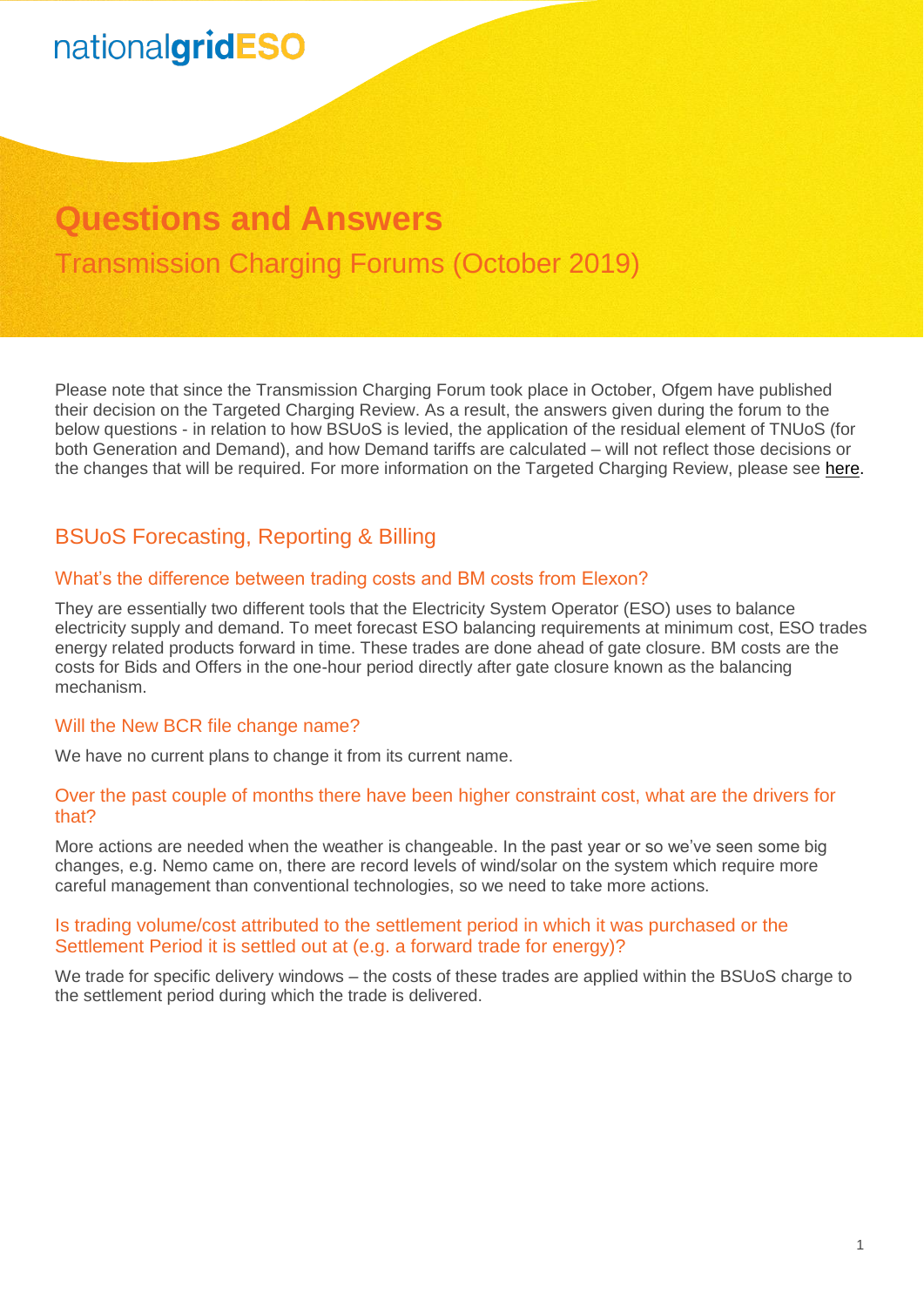nationalgridESO

# Questions and Answers

Transmission Charging Forums (October 2019)

Please note that since the Transmission Charging Forum took place in October, Ofgem have published their decision on the Targeted Charging Review. As a result, the answers given during the forum to the below questions - in relation to how BSUoS is levied, the application of the residual element of TNUoS (for both Generation and Demand), and how Demand tariffs are calculated – will not reflect those decisions or the changes that will be required. For more information on the Targeted Charging Review, please see here.

## BSUoS Forecasting, Reporting & Billing

### What's the difference between trading costs and BM costs from Elexon?

They are essentially two different tools that the Electricity System Operator (ESO) uses to balance electricity supply and demand. To meet forecast ESO balancing requirements at minimum cost, ESO trades energy related products forward in time. These trades are done ahead of gate closure. BM costs are the costs for Bids and Offers in the one-hour period directly after gate closure known as the balancing mechanism.

### Will the New BCR file change name?

We have no current plans to change it from its current name.

### Over the past couple of months there have been higher constraint cost, what are the drivers for that?

More actions are needed when the weather is changeable. In the past year or so we've seen some big changes, e.g. Nemo came on, there are record levels of wind/solar on the system which require more careful management than conventional technologies, so we need to take more actions.

### Is trading volume/cost attributed to the settlement period in which it was purchased or the Settlement Period it is settled out at (e.g. a forward trade for energy)?

We trade for specific delivery windows – the costs of these trades are applied within the BSUoS charge to the settlement period during which the trade is delivered.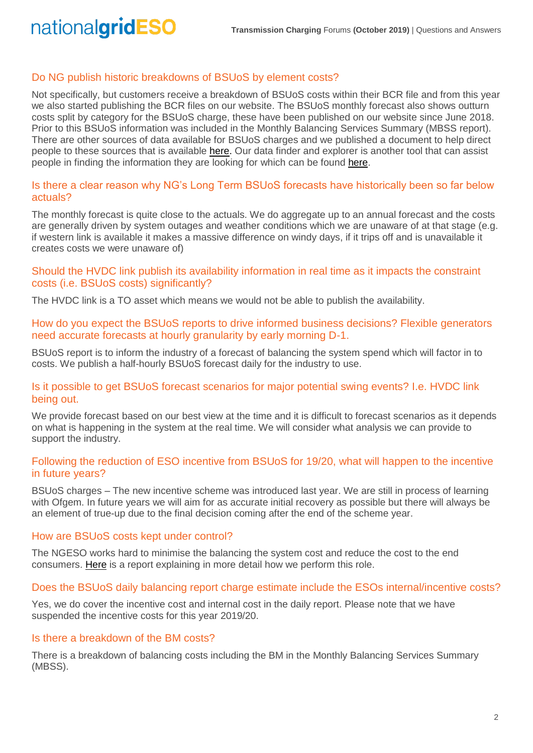## Do NG publish historic breakdowns of BSUoS by element costs?

Not specifically, but customers receive a breakdown of BSUoS costs within their BCR file and from this year we also started publishing the BCR files on our website. The BSUoS monthly forecast also shows outturn costs split by category for the BSUoS charge, these have been published on our website since June 2018. Prior to this BSUoS information was included in the Monthly Balancing Services Summary (MBSS report). There are other sources of data available for BSUoS charges and we published a document to help direct people to these sources that is available here. Our data finder and explorer is another tool that can assist people in finding the information they are looking for which can be found here.

## Is there a clear reason why NG's Long Term BSUoS forecasts have historically been so far below actuals?

The monthly forecast is quite close to the actuals. We do aggregate up to an annual forecast and the costs are generally driven by system outages and weather conditions which we are unaware of at that stage (e.g. if western link is available it makes a massive difference on windy days, if it trips off and is unavailable it creates costs we were unaware of)

## Should the HVDC link publish its availability information in real time as it impacts the constraint costs (i.e. BSUoS costs) significantly?

The HVDC link is a TO asset which means we would not be able to publish the availability.

## How do you expect the BSUoS reports to drive informed business decisions? Flexible generators need accurate forecasts at hourly granularity by early morning D-1.

BSUoS report is to inform the industry of a forecast of balancing the system spend which will factor in to costs. We publish a half-hourly BSUoS forecast daily for the industry to use.

## Is it possible to get BSUoS forecast scenarios for major potential swing events? I.e. HVDC link being out.

We provide forecast based on our best view at the time and it is difficult to forecast scenarios as it depends on what is happening in the system at the real time. We will consider what analysis we can provide to support the industry.

## Following the reduction of ESO incentive from BSUoS for 19/20, what will happen to the incentive in future years?

BSUoS charges – The new incentive scheme was introduced last year. We are still in process of learning with Ofgem. In future years we will aim for as accurate initial recovery as possible but there will always be an element of true-up due to the final decision coming after the end of the scheme year.

## How are BSUoS costs kept under control?

The NGESO works hard to minimise the balancing the system cost and reduce the cost to the end consumers. Here is a report explaining in more detail how we perform this role.

## Does the BSUoS daily balancing report charge estimate include the ESOs internal/incentive costs?

Yes, we do cover the incentive cost and internal cost in the daily report. Please note that we have suspended the incentive costs for this year 2019/20.

## Is there a breakdown of the BM costs?

There is a breakdown of balancing costs including the BM in the Monthly Balancing Services Summary (MBSS).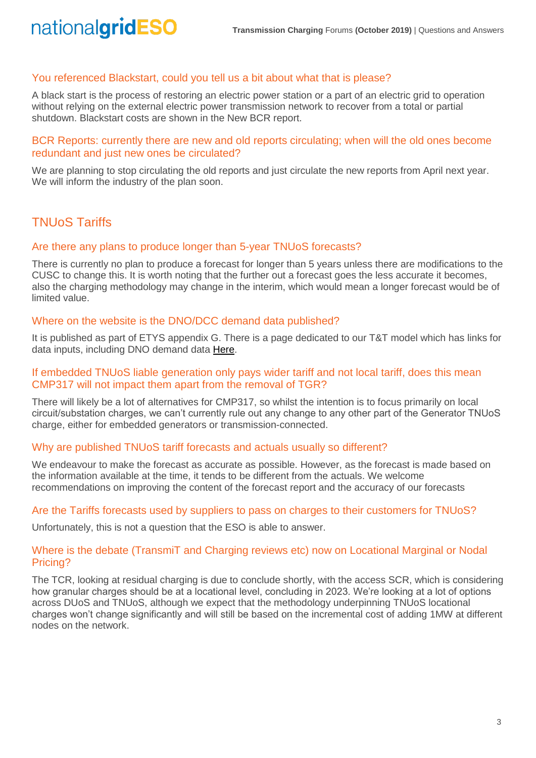### You referenced Blackstart, could you tell us a bit about what that is please?

A black start is the process of restoring an electric power station or a part of an electric grid to operation without relying on the external electric power transmission network to recover from a total or partial shutdown. Blackstart costs are shown in the New BCR report.

### BCR Reports: currently there are new and old reports circulating; when will the old ones become redundant and just new ones be circulated?

We are planning to stop circulating the old reports and just circulate the new reports from April next year. We will inform the industry of the plan soon.

## TNUoS Tariffs

### Are there any plans to produce longer than 5-year TNUoS forecasts?

There is currently no plan to produce a forecast for longer than 5 years unless there are modifications to the CUSC to change this. It is worth noting that the further out a forecast goes the less accurate it becomes, also the charging methodology may change in the interim, which would mean a longer forecast would be of limited value.

### Where on the website is the DNO/DCC demand data published?

It is published as part of ETYS appendix G. There is a page dedicated to our T&T model which has links for data inputs, including DNO demand data Here.

### If embedded TNUoS liable generation only pays wider tariff and not local tariff, does this mean CMP317 will not impact them apart from the removal of TGR?

There will likely be a lot of alternatives for CMP317, so whilst the intention is to focus primarily on local circuit/substation charges, we can't currently rule out any change to any other part of the Generator TNUoS charge, either for embedded generators or transmission-connected.

### Why are published TNUoS tariff forecasts and actuals usually so different?

We endeavour to make the forecast as accurate as possible. However, as the forecast is made based on the information available at the time, it tends to be different from the actuals. We welcome recommendations on improving the content of the forecast report and the accuracy of our forecasts

### Are the Tariffs forecasts used by suppliers to pass on charges to their customers for TNUoS?

Unfortunately, this is not a question that the ESO is able to answer.

### Where is the debate (TransmiT and Charging reviews etc) now on Locational Marginal or Nodal Pricing?

The TCR, looking at residual charging is due to conclude shortly, with the access SCR, which is considering how granular charges should be at a locational level, concluding in 2023. We're looking at a lot of options across DUoS and TNUoS, although we expect that the methodology underpinning TNUoS locational charges won't change significantly and will still be based on the incremental cost of adding 1MW at different nodes on the network.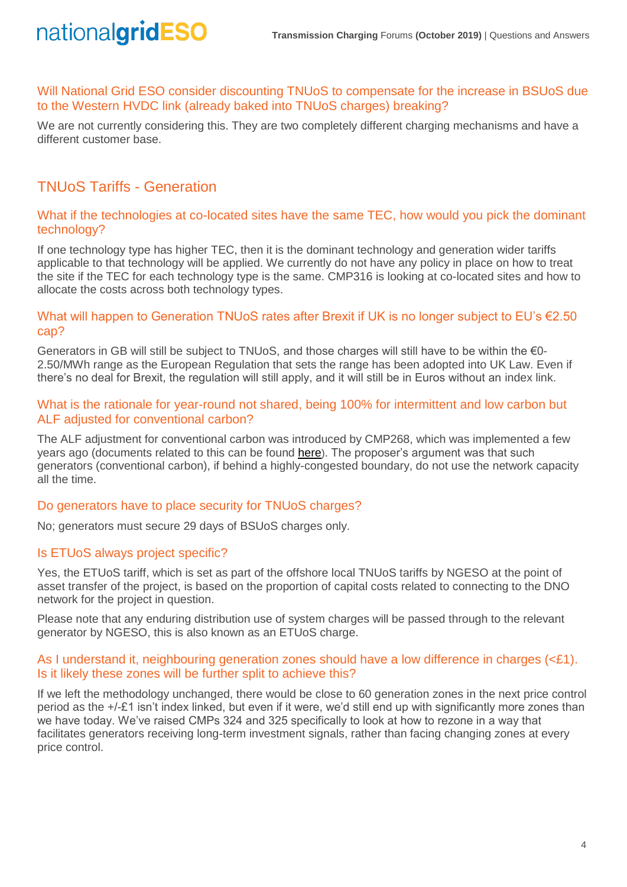### Will National Grid ESO consider discounting TNUoS to compensate for the increase in BSUoS due to the Western HVDC link (already baked into TNUoS charges) breaking?

We are not currently considering this. They are two completely different charging mechanisms and have a different customer base.

## TNUoS Tariffs - Generation

### What if the technologies at co-located sites have the same TEC, how would you pick the dominant technology?

If one technology type has higher TEC, then it is the dominant technology and generation wider tariffs applicable to that technology will be applied. We currently do not have any policy in place on how to treat the site if the TEC for each technology type is the same. CMP316 is looking at co-located sites and how to allocate the costs across both technology types.

### What will happen to Generation TNUoS rates after Brexit if UK is no longer subject to EU's €2.50 cap?

Generators in GB will still be subject to TNUoS, and those charges will still have to be within the €0-2.50/MWh range as the European Regulation that sets the range has been adopted into UK Law. Even if there's no deal for Brexit, the regulation will still apply, and it will still be in Euros without an index link.

### What is the rationale for year-round not shared, being 100% for intermittent and low carbon but ALF adjusted for conventional carbon?

The ALF adjustment for conventional carbon was introduced by CMP268, which was implemented a few years ago (documents related to this can be found here). The proposer's argument was that such generators (conventional carbon), if behind a highly-congested boundary, do not use the network capacity all the time.

### Do generators have to place security for TNUoS charges?

No; generators must secure 29 days of BSUoS charges only.

### Is ETUoS always project specific?

Yes, the ETUoS tariff, which is set as part of the offshore local TNUoS tariffs by NGESO at the point of asset transfer of the project, is based on the proportion of capital costs related to connecting to the DNO network for the project in question.

Please note that any enduring distribution use of system charges will be passed through to the relevant generator by NGESO, this is also known as an ETUoS charge.

### As I understand it, neighbouring generation zones should have a low difference in charges (<£1). Is it likely these zones will be further split to achieve this?

If we left the methodology unchanged, there would be close to 60 generation zones in the next price control period as the +/-£1 isn't index linked, but even if it were, we'd still end up with significantly more zones than we have today. We've raised CMPs 324 and 325 specifically to look at how to rezone in a way that facilitates generators receiving long-term investment signals, rather than facing changing zones at every price control.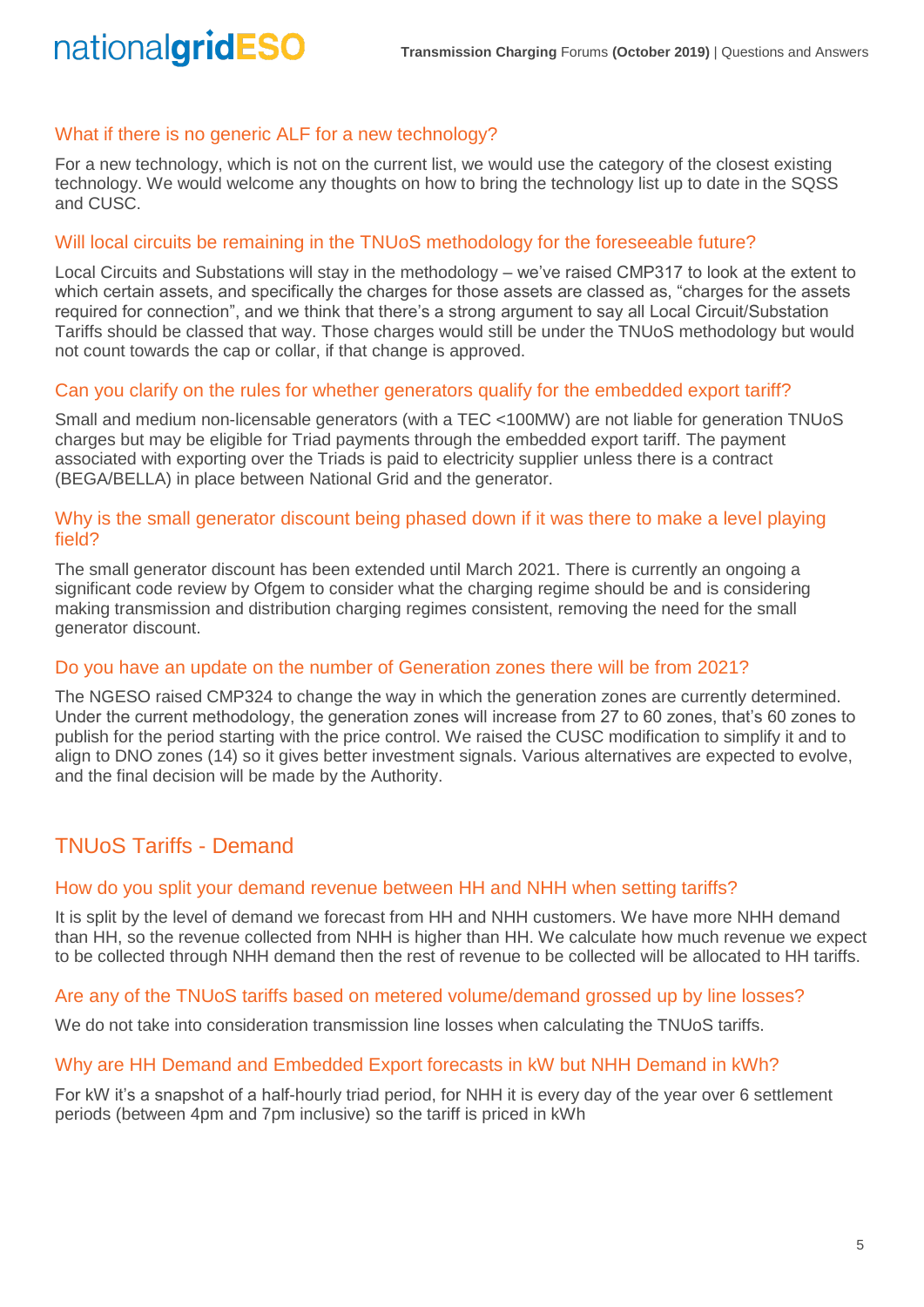### What if there is no generic ALF for a new technology?

For a new technology, which is not on the current list, we would use the category of the closest existing technology. We would welcome any thoughts on how to bring the technology list up to date in the SQSS and CUSC.

### Will local circuits be remaining in the TNUoS methodology for the foreseeable future?

Local Circuits and Substations will stay in the methodology – we've raised CMP317 to look at the extent to which certain assets, and specifically the charges for those assets are classed as, "charges for the assets required for connection", and we think that there's a strong argument to say all Local Circuit/Substation Tariffs should be classed that way. Those charges would still be under the TNUoS methodology but would not count towards the cap or collar, if that change is approved.

### Can you clarify on the rules for whether generators qualify for the embedded export tariff?

Small and medium non-licensable generators (with a TEC <100MW) are not liable for generation TNUoS charges but may be eligible for Triad payments through the embedded export tariff. The payment associated with exporting over the Triads is paid to electricity supplier unless there is a contract (BEGA/BELLA) in place between National Grid and the generator.

### Why is the small generator discount being phased down if it was there to make a level playing field?

The small generator discount has been extended until March 2021. There is currently an ongoing a significant code review by Ofgem to consider what the charging regime should be and is considering making transmission and distribution charging regimes consistent, removing the need for the small generator discount.

### Do you have an update on the number of Generation zones there will be from 2021?

The NGESO raised CMP324 to change the way in which the generation zones are currently determined. Under the current methodology, the generation zones will increase from 27 to 60 zones, that's 60 zones to publish for the period starting with the price control. We raised the CUSC modification to simplify it and to align to DNO zones (14) so it gives better investment signals. Various alternatives are expected to evolve, and the final decision will be made by the Authority.

## TNUoS Tariffs - Demand

### How do you split your demand revenue between HH and NHH when setting tariffs?

It is split by the level of demand we forecast from HH and NHH customers. We have more NHH demand than HH, so the revenue collected from NHH is higher than HH. We calculate how much revenue we expect to be collected through NHH demand then the rest of revenue to be collected will be allocated to HH tariffs.

### Are any of the TNUoS tariffs based on metered volume/demand grossed up by line losses?

We do not take into consideration transmission line losses when calculating the TNUoS tariffs.

### Why are HH Demand and Embedded Export forecasts in kW but NHH Demand in kWh?

For kW it's a snapshot of a half-hourly triad period, for NHH it is every day of the year over 6 settlement periods (between 4pm and 7pm inclusive) so the tariff is priced in kWh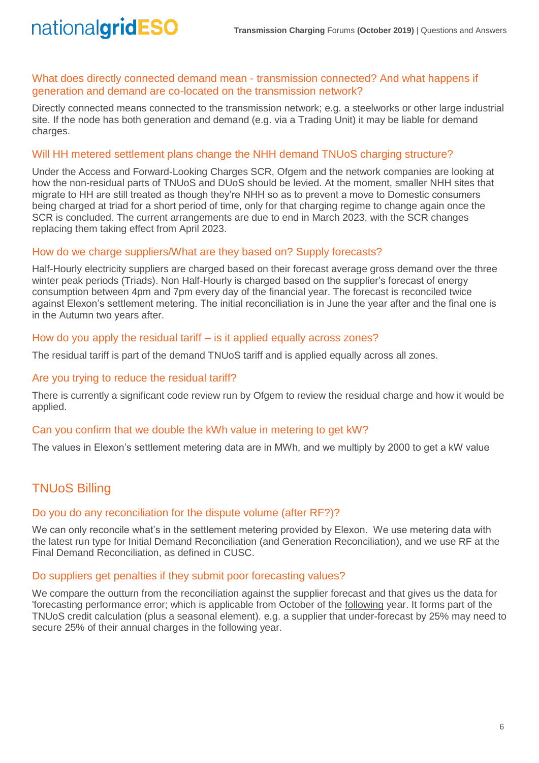### What does directly connected demand mean - transmission connected? And what happens if generation and demand are co-located on the transmission network?

Directly connected means connected to the transmission network; e.g. a steelworks or other large industrial site. If the node has both generation and demand (e.g. via a Trading Unit) it may be liable for demand charges.

### Will HH metered settlement plans change the NHH demand TNUoS charging structure?

Under the Access and Forward-Looking Charges SCR, Ofgem and the network companies are looking at how the non-residual parts of TNUoS and DUoS should be levied. At the moment, smaller NHH sites that migrate to HH are still treated as though they're NHH so as to prevent a move to Domestic consumers being charged at triad for a short period of time, only for that charging regime to change again once the SCR is concluded. The current arrangements are due to end in March 2023, with the SCR changes replacing them taking effect from April 2023.

### How do we charge suppliers/What are they based on? Supply forecasts?

Half-Hourly electricity suppliers are charged based on their forecast average gross demand over the three winter peak periods (Triads). Non Half-Hourly is charged based on the supplier's forecast of energy consumption between 4pm and 7pm every day of the financial year. The forecast is reconciled twice against Elexon's settlement metering. The initial reconciliation is in June the year after and the final one is in the Autumn two years after.

### How do you apply the residual tariff – is it applied equally across zones?

The residual tariff is part of the demand TNUoS tariff and is applied equally across all zones.

### Are you trying to reduce the residual tariff?

There is currently a significant code review run by Ofgem to review the residual charge and how it would be applied.

### Can you confirm that we double the kWh value in metering to get kW?

The values in Elexon's settlement metering data are in MWh, and we multiply by 2000 to get a kW value

## TNUoS Billing

### Do you do any reconciliation for the dispute volume (after RF?)?

We can only reconcile what's in the settlement metering provided by Elexon. We use metering data with the latest run type for Initial Demand Reconciliation (and Generation Reconciliation), and we use RF at the Final Demand Reconciliation, as defined in CUSC.

### Do suppliers get penalties if they submit poor forecasting values?

We compare the outturn from the reconciliation against the supplier forecast and that gives us the data for 'forecasting performance error; which is applicable from October of the following year. It forms part of the TNUoS credit calculation (plus a seasonal element). e.g. a supplier that under-forecast by 25% may need to secure 25% of their annual charges in the following year.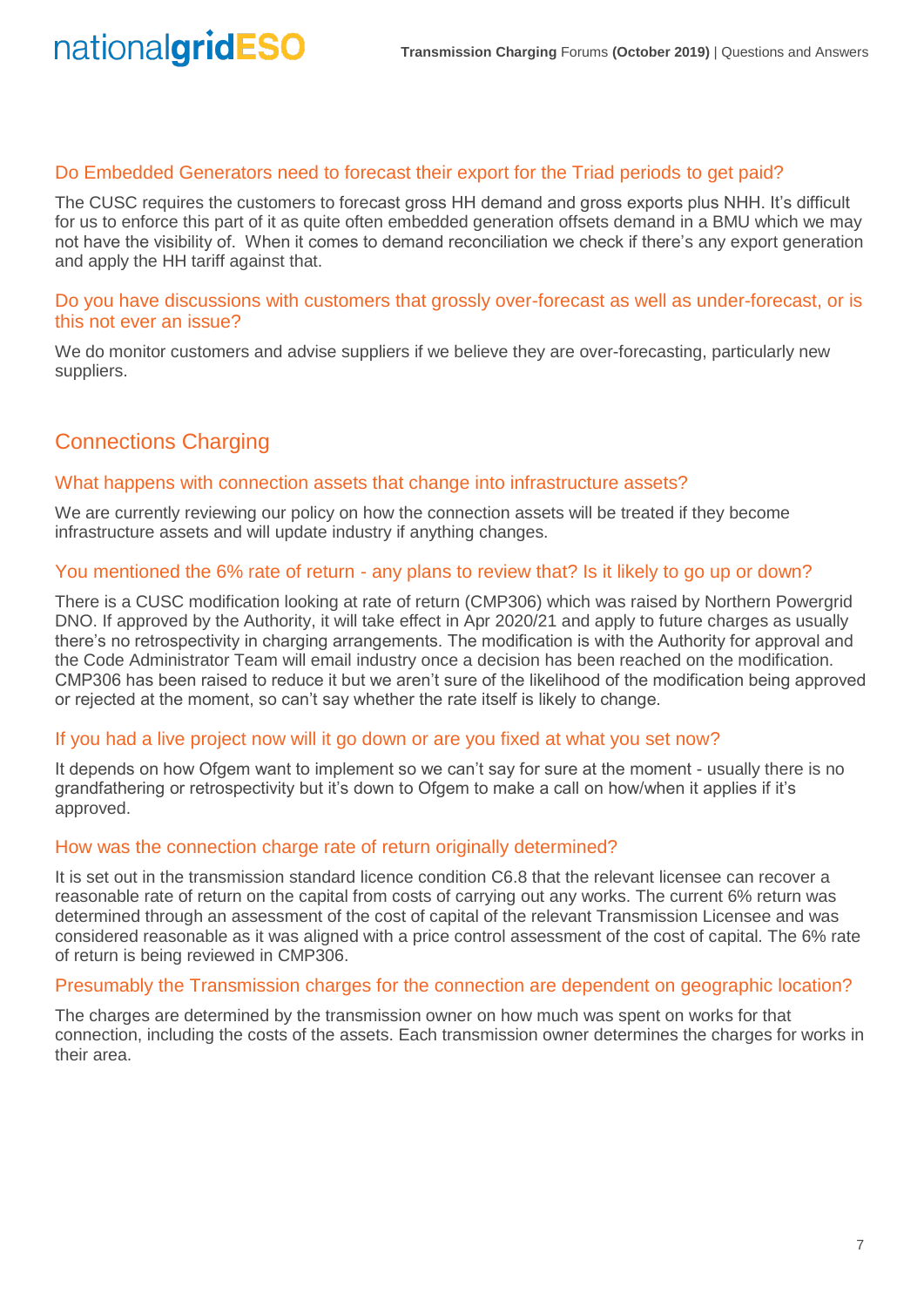### Do Embedded Generators need to forecast their export for the Triad periods to get paid?

The CUSC requires the customers to forecast gross HH demand and gross exports plus NHH. It's difficult for us to enforce this part of it as quite often embedded generation offsets demand in a BMU which we may not have the visibility of. When it comes to demand reconciliation we check if there's any export generation and apply the HH tariff against that.

### Do you have discussions with customers that grossly over-forecast as well as under-forecast, or is this not ever an issue?

We do monitor customers and advise suppliers if we believe they are over-forecasting, particularly new suppliers.

## Connections Charging

### What happens with connection assets that change into infrastructure assets?

We are currently reviewing our policy on how the connection assets will be treated if they become infrastructure assets and will update industry if anything changes.

### You mentioned the 6% rate of return - any plans to review that? Is it likely to go up or down?

There is a CUSC modification looking at rate of return (CMP306) which was raised by Northern Powergrid DNO. If approved by the Authority, it will take effect in Apr 2020/21 and apply to future charges as usually there's no retrospectivity in charging arrangements. The modification is with the Authority for approval and the Code Administrator Team will email industry once a decision has been reached on the modification. CMP306 has been raised to reduce it but we aren't sure of the likelihood of the modification being approved or rejected at the moment, so can't say whether the rate itself is likely to change.

### If you had a live project now will it go down or are you fixed at what you set now?

It depends on how Ofgem want to implement so we can't say for sure at the moment - usually there is no grandfathering or retrospectivity but it's down to Ofgem to make a call on how/when it applies if it's approved.

### How was the connection charge rate of return originally determined?

It is set out in the transmission standard licence condition C6.8 that the relevant licensee can recover a reasonable rate of return on the capital from costs of carrying out any works. The current 6% return was determined through an assessment of the cost of capital of the relevant Transmission Licensee and was considered reasonable as it was aligned with a price control assessment of the cost of capital. The 6% rate of return is being reviewed in CMP306.

### Presumably the Transmission charges for the connection are dependent on geographic location?

The charges are determined by the transmission owner on how much was spent on works for that connection, including the costs of the assets. Each transmission owner determines the charges for works in their area.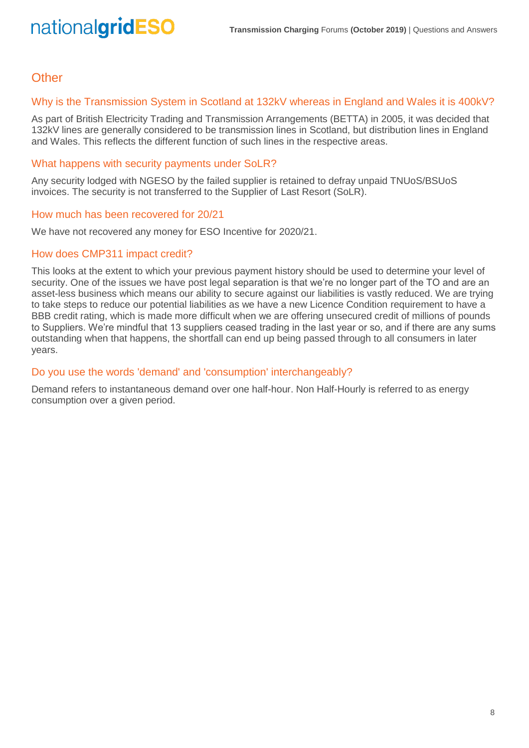## Other

### Why is the Transmission System in Scotland at 132kV whereas in England and Wales it is 400kV?

As part of British Electricity Trading and Transmission Arrangements (BETTA) in 2005, it was decided that 132kV lines are generally considered to be transmission lines in Scotland, but distribution lines in England and Wales. This reflects the different function of such lines in the respective areas.

### What happens with security payments under SoLR?

Any security lodged with NGESO by the failed supplier is retained to defray unpaid TNUoS/BSUoS invoices. The security is not transferred to the Supplier of Last Resort (SoLR).

### How much has been recovered for 20/21

We have not recovered any money for ESO Incentive for 2020/21.

### How does CMP311 impact credit?

This looks at the extent to which your previous payment history should be used to determine your level of security. One of the issues we have post legal separation is that we're no longer part of the TO and are an asset-less business which means our ability to secure against our liabilities is vastly reduced. We are trying to take steps to reduce our potential liabilities as we have a new Licence Condition requirement to have a BBB credit rating, which is made more difficult when we are offering unsecured credit of millions of pounds to Suppliers. We're mindful that 13 suppliers ceased trading in the last year or so, and if there are any sums outstanding when that happens, the shortfall can end up being passed through to all consumers in later years.

### Do you use the words 'demand' and 'consumption' interchangeably?

Demand refers to instantaneous demand over one half-hour. Non Half-Hourly is referred to as energy consumption over a given period.